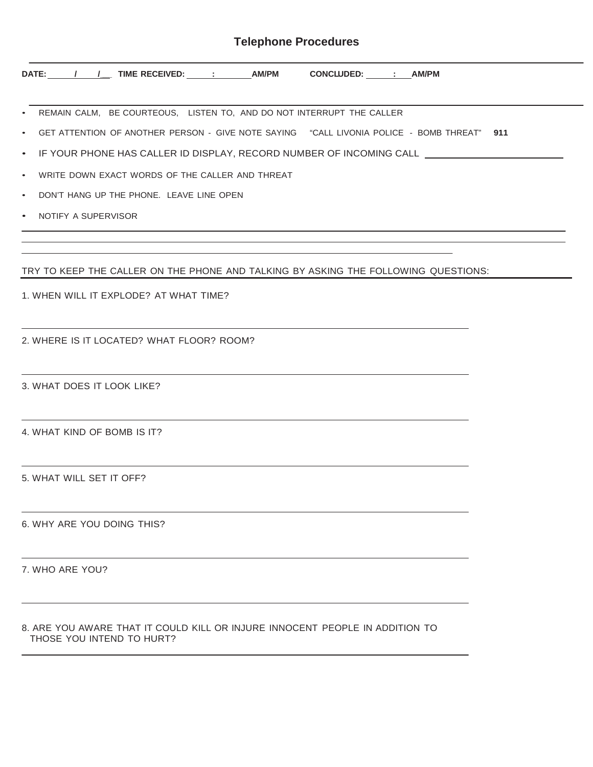# Telephone Procedures

**DATE: \_\_\_\_/\_\_\_\_/\_\_ TIME RECEIVED: \_\_\_\_:\_\_\_\_ AM/PM CONCLUDED: \_\_\_\_:\_\_\_\_ AM/PM**

- REMAIN CALM, BE COURTEOUS, LISTEN TO, AND DO NOT INTERRUPT THE CALLER
- GET ATTENTION OF ANOTHER PERSON - GIVE NOTE SAYING "CALL LIVONIA POLICE - BOMB THREAT" **911**
- IF YOUR PHONE HAS CALLER ID DISPLAY, RECORD NUMBER OF INCOMING CALL \_\_\_\_\_\_\_\_\_\_\_\_\_\_\_\_\_\_\_\_
- WRITE DOWN EXACT WORDS OF THE CALLER AND THREAT
- DON'T HANG UP THE PHONE. LEAVE LINE OPEN
- NOTIFY A SUPERVISOR

\_\_\_\_\_\_\_\_\_\_\_\_\_\_\_\_\_\_\_\_\_\_\_\_\_\_\_\_\_\_\_\_\_\_\_\_\_\_\_\_\_\_\_\_\_\_\_\_\_\_\_\_\_\_\_\_\_\_\_\_

\_\_\_\_\_\_\_\_\_\_\_\_\_\_\_\_\_\_\_\_\_\_\_\_\_\_\_\_\_\_\_\_\_\_\_\_\_\_\_\_\_\_\_\_\_\_\_\_\_\_\_\_\_\_\_\_\_\_\_\_

TRY TO KEEP THE CALLER ON THE PHONE AND TALKING BY ASKING THE FOLLOWING QUESTIONS:

1. WHEN WILL IT EXPLODE? AT WHAT TIME?

\_\_\_\_\_\_\_\_\_\_\_\_\_\_\_\_\_\_\_\_\_\_\_\_\_\_\_\_\_\_\_\_\_\_\_\_\_\_\_\_\_\_\_\_\_\_\_\_\_\_\_\_\_\_\_\_\_\_\_\_

2. WHERE IS IT LOCATED? WHAT FLOOR? ROOM?

\_\_\_\_\_\_\_\_\_\_\_\_\_\_\_\_\_\_\_\_\_\_\_\_\_\_\_\_\_\_\_\_\_\_\_\_\_\_\_\_\_\_\_\_\_\_\_\_\_\_\_\_\_\_\_\_\_\_\_\_

3. WHAT DOES IT LOOK LIKE?

\_\_\_\_\_\_\_\_\_\_\_\_\_\_\_\_\_\_\_\_\_\_\_\_\_\_\_\_\_\_\_\_\_\_\_\_\_\_\_\_\_\_\_\_\_\_\_\_\_\_\_\_\_\_\_\_\_\_\_\_

4. WHAT KIND OF BOMB IS IT?

\_\_\_\_\_\_\_\_\_\_\_\_\_\_\_\_\_\_\_\_\_\_\_\_\_\_\_\_\_\_\_\_\_\_\_\_\_\_\_\_\_\_\_\_\_\_\_\_\_\_\_\_\_\_\_\_\_\_\_\_

5. WHAT WILL SET IT OFF?

\_\_\_\_\_\_\_\_\_\_\_\_\_\_\_\_\_\_\_\_\_\_\_\_\_\_\_\_\_\_\_\_\_\_\_\_\_\_\_\_\_\_\_\_\_\_\_\_\_\_\_\_\_\_\_\_\_\_\_\_

6. WHY ARE YOU DOING THIS?

\_\_\_\_\_\_\_\_\_\_\_\_\_\_\_\_\_\_\_\_\_\_\_\_\_\_\_\_\_\_\_\_\_\_\_\_\_\_\_\_\_\_\_\_\_\_\_\_\_\_\_\_\_\_\_\_\_\_\_\_

7. WHO ARE YOU?

\_\_\_\_\_\_\_\_\_\_\_\_\_\_\_\_\_\_\_\_\_\_\_\_\_\_\_\_\_\_\_\_\_\_\_\_\_\_\_\_\_\_\_\_\_\_\_\_\_\_\_\_\_\_\_\_\_\_\_\_

8. ARE YOU AWARE THAT IT COULD KILL OR INJURE INNOCENT PEOPLE IN ADDITION TO THOSE YOU INTEND TO HURT?

\_\_\_\_\_\_\_\_\_\_\_\_\_\_\_\_\_\_\_\_\_\_\_\_\_\_\_\_\_\_\_\_\_\_\_\_\_\_\_\_\_\_\_\_\_\_\_\_\_\_\_\_\_\_\_\_\_\_\_\_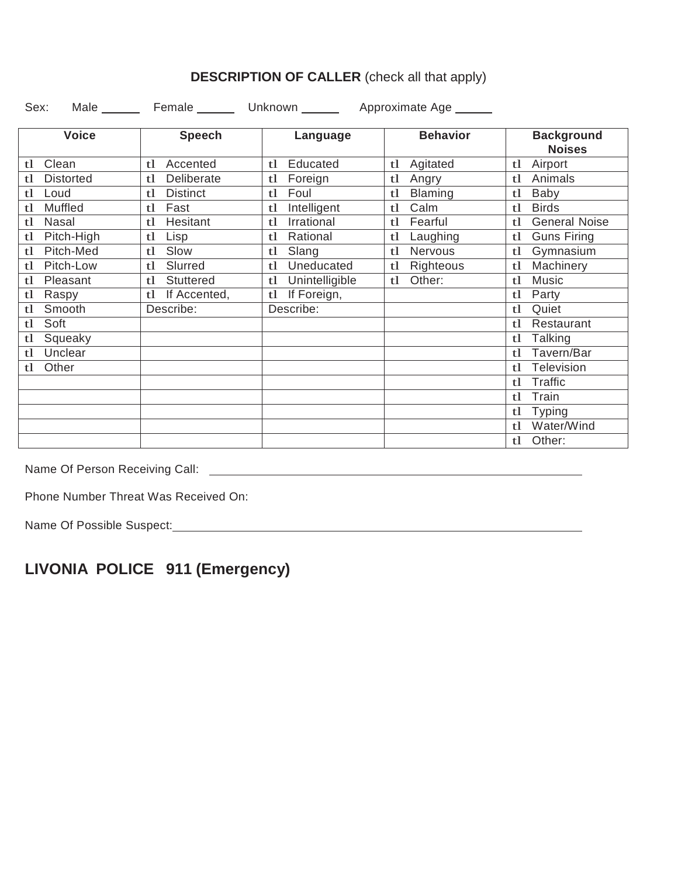**DESCRIPTION OF CALLER** (check all that apply)

Sex: Male ______ Female ______ Unknown ______ Approximate Age ______

| Voice | Speech | Language | Behavior | Background Noises |
|---|---|---|---|---|
| tl Clean | tl Accented | tl Educated | tl Agitated | tl Airport |
| tl Distorted | tl Deliberate | tl Foreign | tl Angry | tl Animals |
| tl Loud | tl Distinct | tl Foul | tl Blaming | tl Baby |
| tl Muffled | tl Fast | tl Intelligent | tl Calm | tl Birds |
| tl Nasal | tl Hesitant | tl Irrational | tl Fearful | tl General Noise |
| tl Pitch-High | tl Lisp | tl Rational | tl Laughing | tl Guns Firing |
| tl Pitch-Med | tl Slow | tl Slang | tl Nervous | tl Gymnasium |
| tl Pitch-Low | tl Slurred | tl Uneducated | tl Righteous | tl Machinery |
| tl Pleasant | tl Stuttered | tl Unintelligible | tl Other: | tl Music |
| tl Raspy | tl If Accented, | tl If Foreign, | | tl Party |
| tl Smooth | Describe: | Describe: | | tl Quiet |
| tl Soft | | | | tl Restaurant |
| tl Squeaky | | | | tl Talking |
| tl Unclear | | | | tl Tavern/Bar |
| tl Other | | | | tl Television |
| | | | | tl Traffic |
| | | | | tl Train |
| | | | | tl Typing |
| | | | | tl Water/Wind |
| | | | | tl Other: |

Name Of Person Receiving Call: ________________________________________

Phone Number Threat Was Received On:

Name Of Possible Suspect:________________________________________

## LIVONIA POLICE 911 (Emergency)